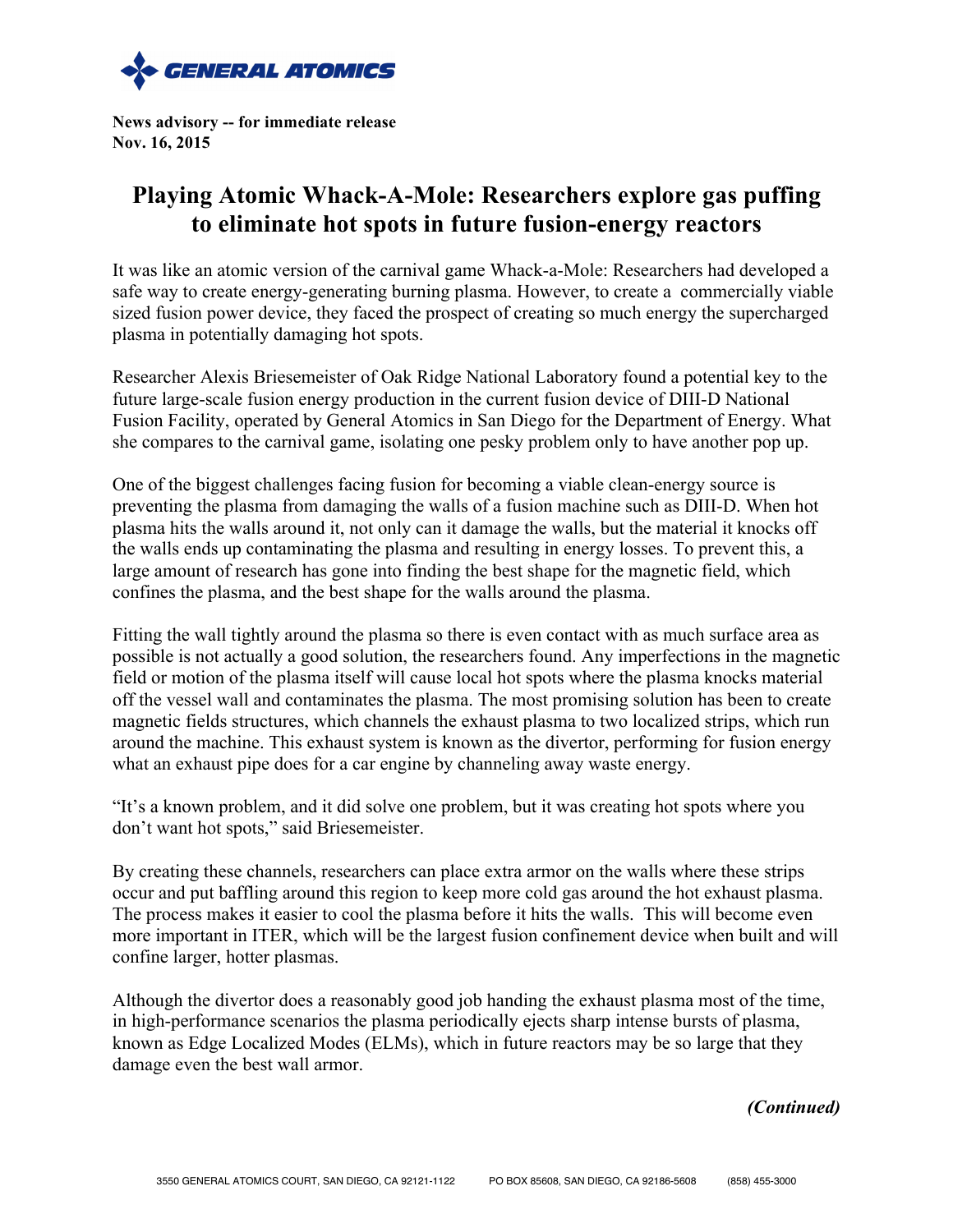**GENERAL ATOMICS**

**News advisory -- for immediate release**
**Nov. 16, 2015**

# Playing Atomic Whack-A-Mole: Researchers explore gas puffing to eliminate hot spots in future fusion-energy reactors

It was like an atomic version of the carnival game Whack-a-Mole: Researchers had developed a safe way to create energy-generating burning plasma. However, to create a commercially viable sized fusion power device, they faced the prospect of creating so much energy the supercharged plasma in potentially damaging hot spots.

Researcher Alexis Briesemeister of Oak Ridge National Laboratory found a potential key to the future large-scale fusion energy production in the current fusion device of DIII-D National Fusion Facility, operated by General Atomics in San Diego for the Department of Energy. What she compares to the carnival game, isolating one pesky problem only to have another pop up.

One of the biggest challenges facing fusion for becoming a viable clean-energy source is preventing the plasma from damaging the walls of a fusion machine such as DIII-D. When hot plasma hits the walls around it, not only can it damage the walls, but the material it knocks off the walls ends up contaminating the plasma and resulting in energy losses. To prevent this, a large amount of research has gone into finding the best shape for the magnetic field, which confines the plasma, and the best shape for the walls around the plasma.

Fitting the wall tightly around the plasma so there is even contact with as much surface area as possible is not actually a good solution, the researchers found. Any imperfections in the magnetic field or motion of the plasma itself will cause local hot spots where the plasma knocks material off the vessel wall and contaminates the plasma. The most promising solution has been to create magnetic fields structures, which channels the exhaust plasma to two localized strips, which run around the machine. This exhaust system is known as the divertor, performing for fusion energy what an exhaust pipe does for a car engine by channeling away waste energy.

"It's a known problem, and it did solve one problem, but it was creating hot spots where you don't want hot spots," said Briesemeister.

By creating these channels, researchers can place extra armor on the walls where these strips occur and put baffling around this region to keep more cold gas around the hot exhaust plasma. The process makes it easier to cool the plasma before it hits the walls. This will become even more important in ITER, which will be the largest fusion confinement device when built and will confine larger, hotter plasmas.

Although the divertor does a reasonably good job handing the exhaust plasma most of the time, in high-performance scenarios the plasma periodically ejects sharp intense bursts of plasma, known as Edge Localized Modes (ELMs), which in future reactors may be so large that they damage even the best wall armor.

***(Continued)***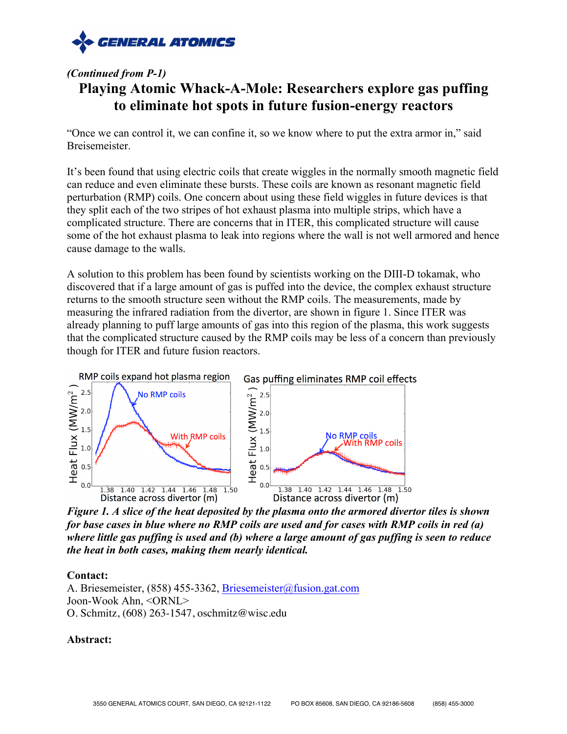*(Continued from P-1)*

# Playing Atomic Whack-A-Mole: Researchers explore gas puffing to eliminate hot spots in future fusion-energy reactors

"Once we can control it, we can confine it, so we know where to put the extra armor in," said Breisemeister.

It's been found that using electric coils that create wiggles in the normally smooth magnetic field can reduce and even eliminate these bursts. These coils are known as resonant magnetic field perturbation (RMP) coils. One concern about using these field wiggles in future devices is that they split each of the two stripes of hot exhaust plasma into multiple strips, which have a complicated structure. There are concerns that in ITER, this complicated structure will cause some of the hot exhaust plasma to leak into regions where the wall is not well armored and hence cause damage to the walls.

A solution to this problem has been found by scientists working on the DIII-D tokamak, who discovered that if a large amount of gas is puffed into the device, the complex exhaust structure returns to the smooth structure seen without the RMP coils. The measurements, made by measuring the infrared radiation from the divertor, are shown in figure 1. Since ITER was already planning to puff large amounts of gas into this region of the plasma, this work suggests that the complicated structure caused by the RMP coils may be less of a concern than previously though for ITER and future fusion reactors.

***Figure 1. A slice of the heat deposited by the plasma onto the armored divertor tiles is shown for base cases in blue where no RMP coils are used and for cases with RMP coils in red (a) where little gas puffing is used and (b) where a large amount of gas puffing is seen to reduce the heat in both cases, making them nearly identical.***

**Contact:**
A. Briesemeister, (858) 455-3362, Briesemeister@fusion.gat.com
Joon-Wook Ahn, <ORNL>
O. Schmitz, (608) 263-1547, oschmitz@wisc.edu

**Abstract:**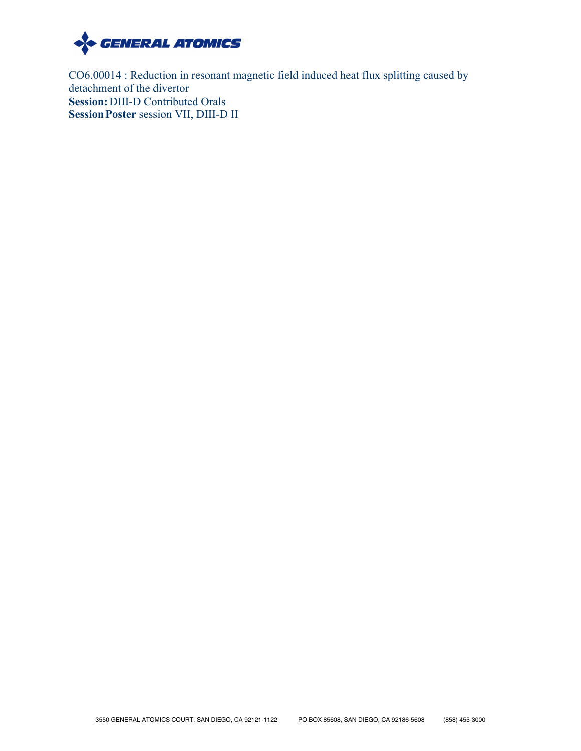CO6.00014 : Reduction in resonant magnetic field induced heat flux splitting caused by detachment of the divertor
**Session:** DIII-D Contributed Orals
**Session Poster** session VII, DIII-D II